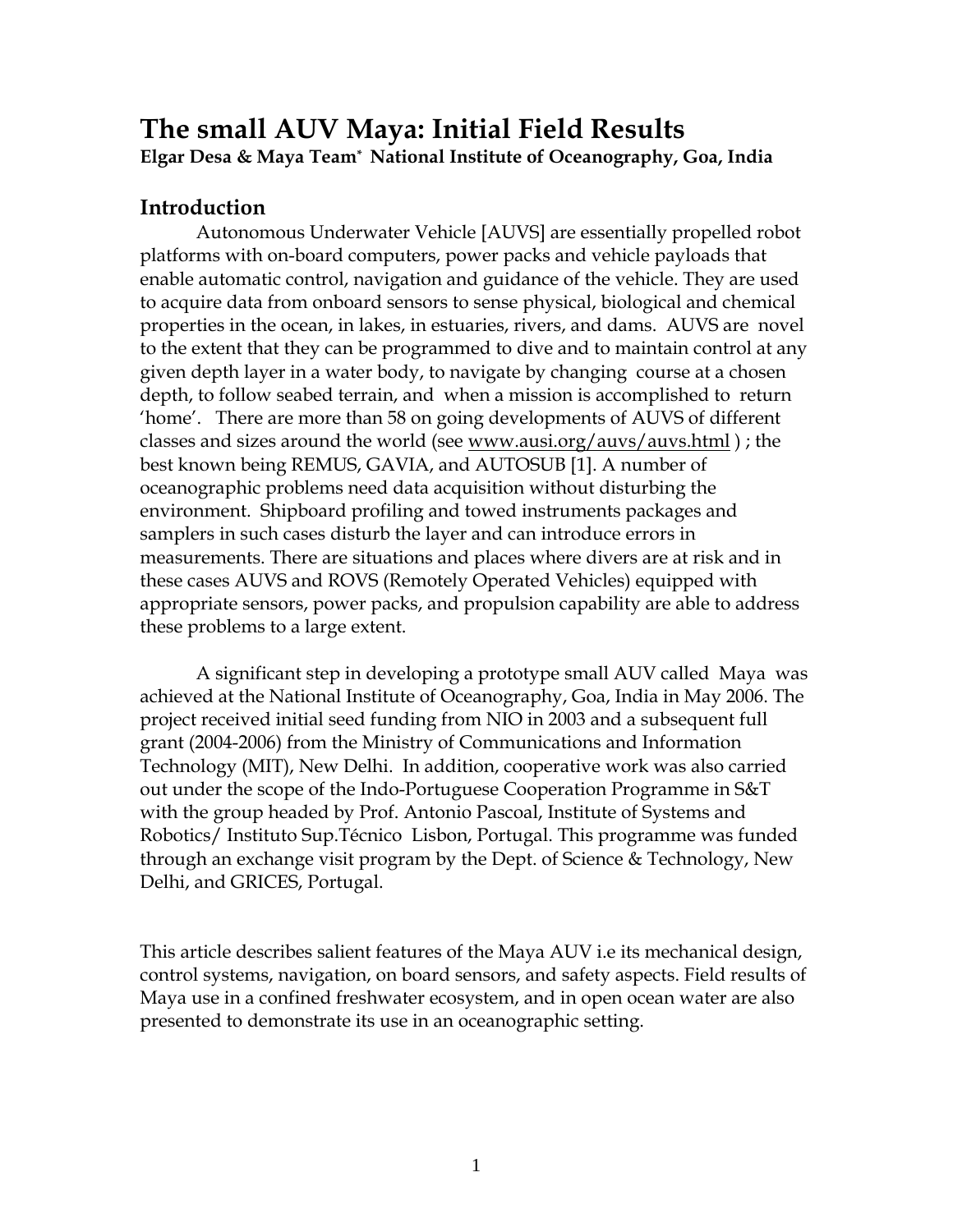# The small AUV Maya: Initial Field Results

**Elgar Desa & Maya Team* National Institute of Oceanography, Goa, India**

## Introduction

Autonomous Underwater Vehicle [AUVS] are essentially propelled robot platforms with on-board computers, power packs and vehicle payloads that enable automatic control, navigation and guidance of the vehicle. They are used to acquire data from onboard sensors to sense physical, biological and chemical properties in the ocean, in lakes, in estuaries, rivers, and dams. AUVS are novel to the extent that they can be programmed to dive and to maintain control at any given depth layer in a water body, to navigate by changing course at a chosen depth, to follow seabed terrain, and when a mission is accomplished to return 'home'. There are more than 58 on going developments of AUVS of different classes and sizes around the world (see www.ausi.org/auvs/auvs.html ) ; the best known being REMUS, GAVIA, and AUTOSUB [1]. A number of oceanographic problems need data acquisition without disturbing the environment. Shipboard profiling and towed instruments packages and samplers in such cases disturb the layer and can introduce errors in measurements. There are situations and places where divers are at risk and in these cases AUVS and ROVS (Remotely Operated Vehicles) equipped with appropriate sensors, power packs, and propulsion capability are able to address these problems to a large extent.

A significant step in developing a prototype small AUV called Maya was achieved at the National Institute of Oceanography, Goa, India in May 2006. The project received initial seed funding from NIO in 2003 and a subsequent full grant (2004-2006) from the Ministry of Communications and Information Technology (MIT), New Delhi. In addition, cooperative work was also carried out under the scope of the Indo-Portuguese Cooperation Programme in S&T with the group headed by Prof. Antonio Pascoal, Institute of Systems and Robotics/ Instituto Sup.Técnico Lisbon, Portugal. This programme was funded through an exchange visit program by the Dept. of Science & Technology, New Delhi, and GRICES, Portugal.

This article describes salient features of the Maya AUV i.e its mechanical design, control systems, navigation, on board sensors, and safety aspects. Field results of Maya use in a confined freshwater ecosystem, and in open ocean water are also presented to demonstrate its use in an oceanographic setting.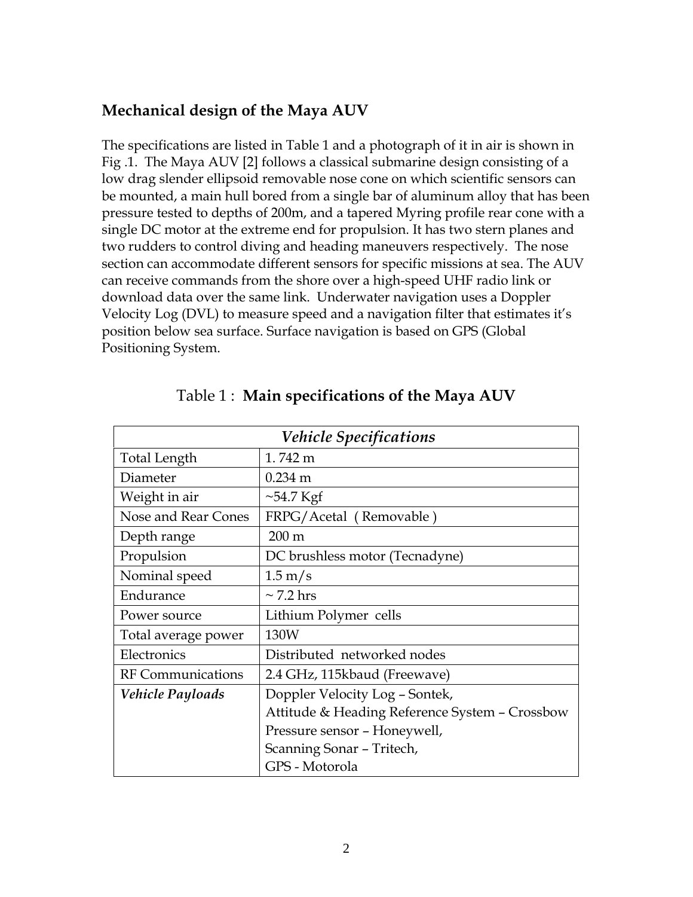## Mechanical design of the Maya AUV

The specifications are listed in Table 1 and a photograph of it in air is shown in Fig .1. The Maya AUV [2] follows a classical submarine design consisting of a low drag slender ellipsoid removable nose cone on which scientific sensors can be mounted, a main hull bored from a single bar of aluminum alloy that has been pressure tested to depths of 200m, and a tapered Myring profile rear cone with a single DC motor at the extreme end for propulsion. It has two stern planes and two rudders to control diving and heading maneuvers respectively. The nose section can accommodate different sensors for specific missions at sea. The AUV can receive commands from the shore over a high-speed UHF radio link or download data over the same link. Underwater navigation uses a Doppler Velocity Log (DVL) to measure speed and a navigation filter that estimates it's position below sea surface. Surface navigation is based on GPS (Global Positioning System.

Table 1 : **Main specifications of the Maya AUV**

| *Vehicle Specifications* | |
|---|---|
| Total Length | 1. 742 m |
| Diameter | 0.234 m |
| Weight in air | ~54.7 Kgf |
| Nose and Rear Cones | FRPG/Acetal ( Removable ) |
| Depth range | 200 m |
| Propulsion | DC brushless motor (Tecnadyne) |
| Nominal speed | 1.5 m/s |
| Endurance | ~ 7.2 hrs |
| Power source | Lithium Polymer cells |
| Total average power | 130W |
| Electronics | Distributed networked nodes |
| RF Communications | 2.4 GHz, 115kbaud (Freewave) |
| ***Vehicle Payloads*** | Doppler Velocity Log – Sontek,<br>Attitude & Heading Reference System – Crossbow<br>Pressure sensor – Honeywell,<br>Scanning Sonar – Tritech,<br>GPS - Motorola |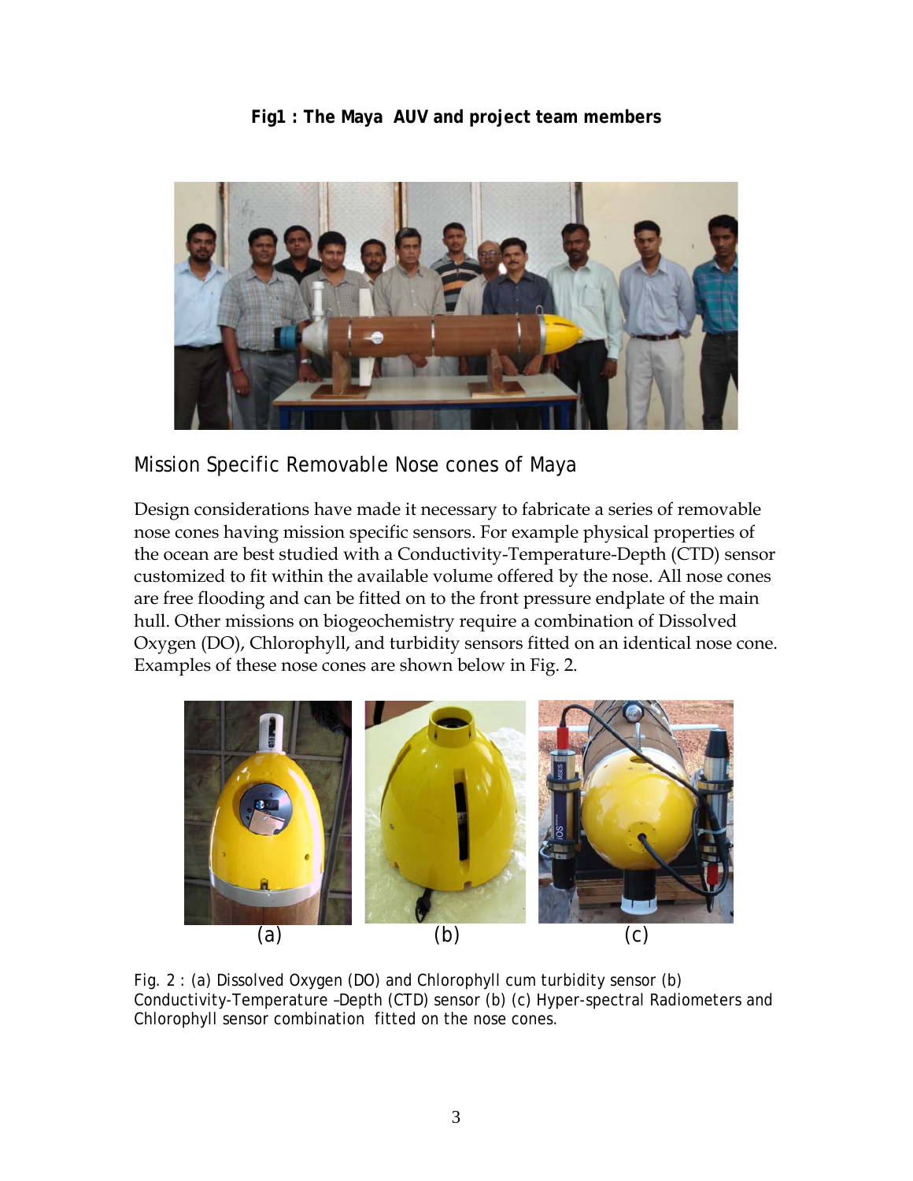**Fig1 : The Maya AUV and project team members**

## Mission Specific Removable Nose cones of Maya

Design considerations have made it necessary to fabricate a series of removable nose cones having mission specific sensors. For example physical properties of the ocean are best studied with a Conductivity-Temperature-Depth (CTD) sensor customized to fit within the available volume offered by the nose. All nose cones are free flooding and can be fitted on to the front pressure endplate of the main hull. Other missions on biogeochemistry require a combination of Dissolved Oxygen (DO), Chlorophyll, and turbidity sensors fitted on an identical nose cone. Examples of these nose cones are shown below in Fig. 2.

(a) (b) (c)

Fig. 2 : (a) Dissolved Oxygen (DO) and Chlorophyll cum turbidity sensor (b) Conductivity-Temperature –Depth (CTD) sensor (b) (c) Hyper-spectral Radiometers and Chlorophyll sensor combination fitted on the nose cones.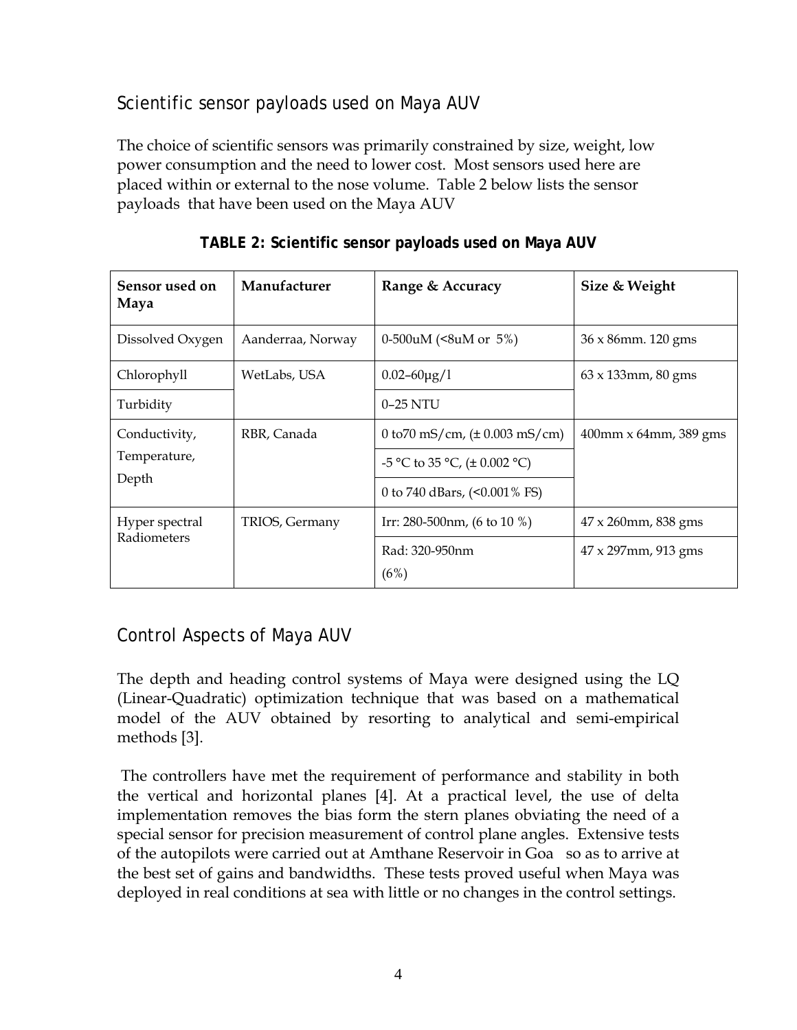## Scientific sensor payloads used on Maya AUV

The choice of scientific sensors was primarily constrained by size, weight, low power consumption and the need to lower cost. Most sensors used here are placed within or external to the nose volume. Table 2 below lists the sensor payloads that have been used on the Maya AUV

**TABLE 2: Scientific sensor payloads used on Maya AUV**

| Sensor used on Maya | Manufacturer | Range & Accuracy | Size & Weight |
|---|---|---|---|
| Dissolved Oxygen | Aanderraa, Norway | 0-500uM (<8uM or 5%) | 36 x 86mm. 120 gms |
| Chlorophyll | WetLabs, USA | 0.02–60μg/l | 63 x 133mm, 80 gms |
| Turbidity | | 0–25 NTU | |
| Conductivity, Temperature, Depth | RBR, Canada | 0 to70 mS/cm, (± 0.003 mS/cm) | 400mm x 64mm, 389 gms |
| | | -5 °C to 35 °C, (± 0.002 °C) | |
| | | 0 to 740 dBars, (<0.001% FS) | |
| Hyper spectral Radiometers | TRIOS, Germany | Irr: 280-500nm, (6 to 10 %) | 47 x 260mm, 838 gms |
| | | Rad: 320-950nm (6%) | 47 x 297mm, 913 gms |

## Control Aspects of Maya AUV

The depth and heading control systems of Maya were designed using the LQ (Linear-Quadratic) optimization technique that was based on a mathematical model of the AUV obtained by resorting to analytical and semi-empirical methods [3].

The controllers have met the requirement of performance and stability in both the vertical and horizontal planes [4]. At a practical level, the use of delta implementation removes the bias form the stern planes obviating the need of a special sensor for precision measurement of control plane angles. Extensive tests of the autopilots were carried out at Amthane Reservoir in Goa so as to arrive at the best set of gains and bandwidths. These tests proved useful when Maya was deployed in real conditions at sea with little or no changes in the control settings.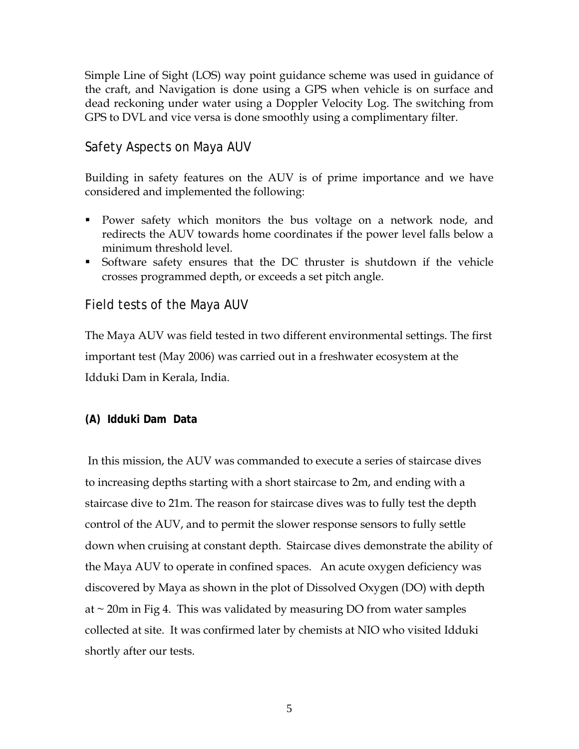Simple Line of Sight (LOS) way point guidance scheme was used in guidance of the craft, and Navigation is done using a GPS when vehicle is on surface and dead reckoning under water using a Doppler Velocity Log. The switching from GPS to DVL and vice versa is done smoothly using a complimentary filter.

## Safety Aspects on Maya AUV

Building in safety features on the AUV is of prime importance and we have considered and implemented the following:

- Power safety which monitors the bus voltage on a network node, and redirects the AUV towards home coordinates if the power level falls below a minimum threshold level.
- Software safety ensures that the DC thruster is shutdown if the vehicle crosses programmed depth, or exceeds a set pitch angle.

## Field tests of the Maya AUV

The Maya AUV was field tested in two different environmental settings. The first important test (May 2006) was carried out in a freshwater ecosystem at the Idduki Dam in Kerala, India.

### (A) Idduki Dam Data

In this mission, the AUV was commanded to execute a series of staircase dives to increasing depths starting with a short staircase to 2m, and ending with a staircase dive to 21m. The reason for staircase dives was to fully test the depth control of the AUV, and to permit the slower response sensors to fully settle down when cruising at constant depth. Staircase dives demonstrate the ability of the Maya AUV to operate in confined spaces. An acute oxygen deficiency was discovered by Maya as shown in the plot of Dissolved Oxygen (DO) with depth at ~ 20m in Fig 4. This was validated by measuring DO from water samples collected at site. It was confirmed later by chemists at NIO who visited Idduki shortly after our tests.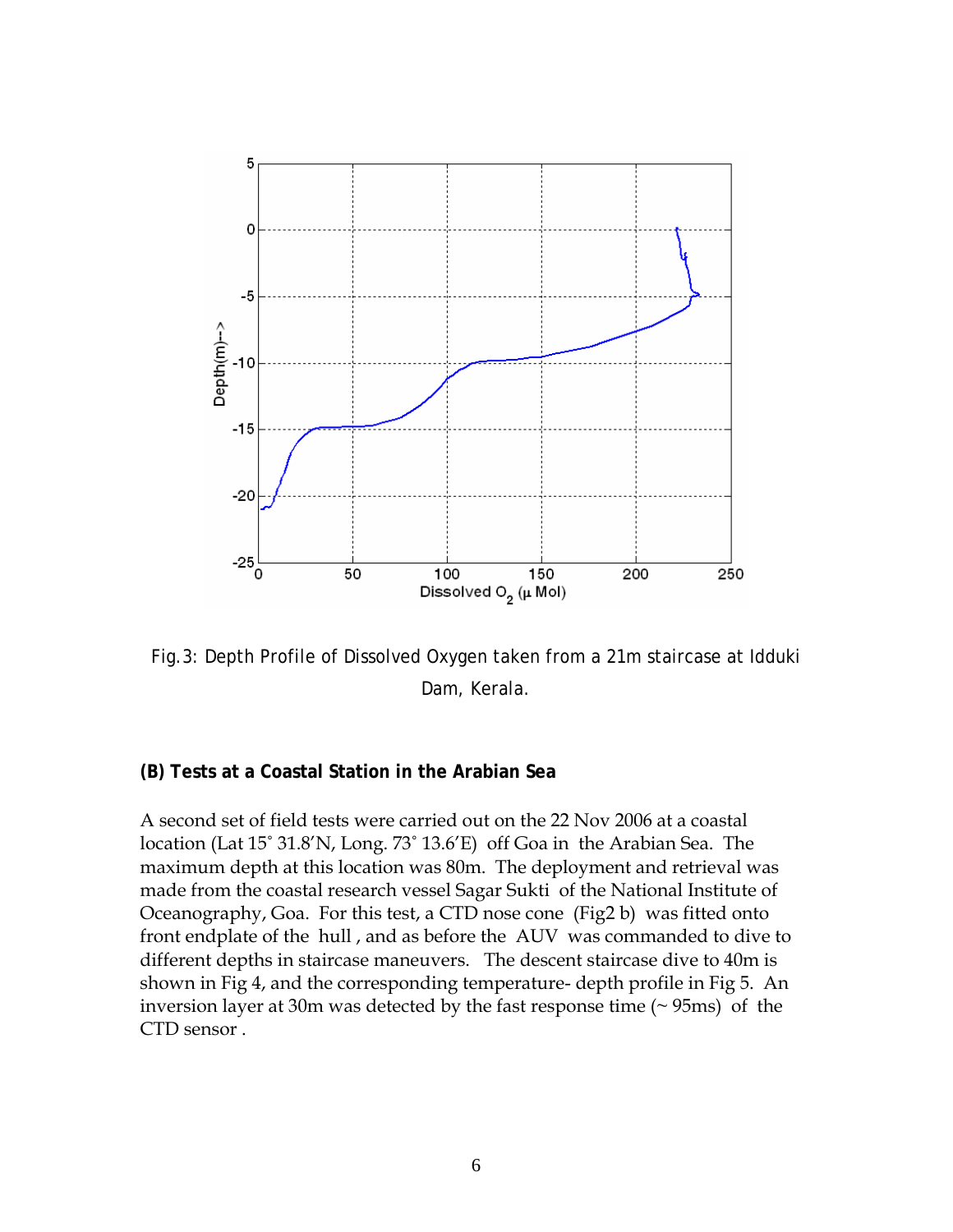Fig. 3: Depth Profile of Dissolved Oxygen taken from a 21m staircase at Idduki Dam, Kerala.

**(B) Tests at a Coastal Station in the Arabian Sea**

A second set of field tests were carried out on the 22 Nov 2006 at a coastal location (Lat 15˚ 31.8'N, Long. 73˚ 13.6'E) off Goa in the Arabian Sea. The maximum depth at this location was 80m. The deployment and retrieval was made from the coastal research vessel Sagar Sukti of the National Institute of Oceanography, Goa. For this test, a CTD nose cone (Fig2 b) was fitted onto front endplate of the hull , and as before the AUV was commanded to dive to different depths in staircase maneuvers. The descent staircase dive to 40m is shown in Fig 4, and the corresponding temperature- depth profile in Fig 5. An inversion layer at 30m was detected by the fast response time (~ 95ms) of the CTD sensor .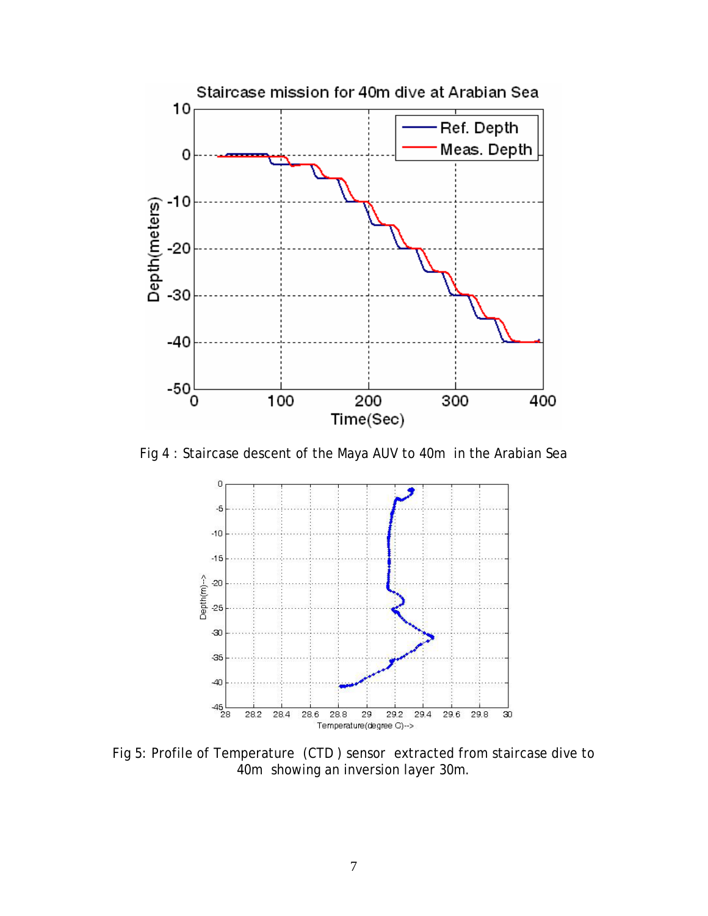Fig 4 : Staircase descent of the Maya AUV to 40m in the Arabian Sea

Fig 5: Profile of Temperature (CTD ) sensor extracted from staircase dive to 40m showing an inversion layer 30m.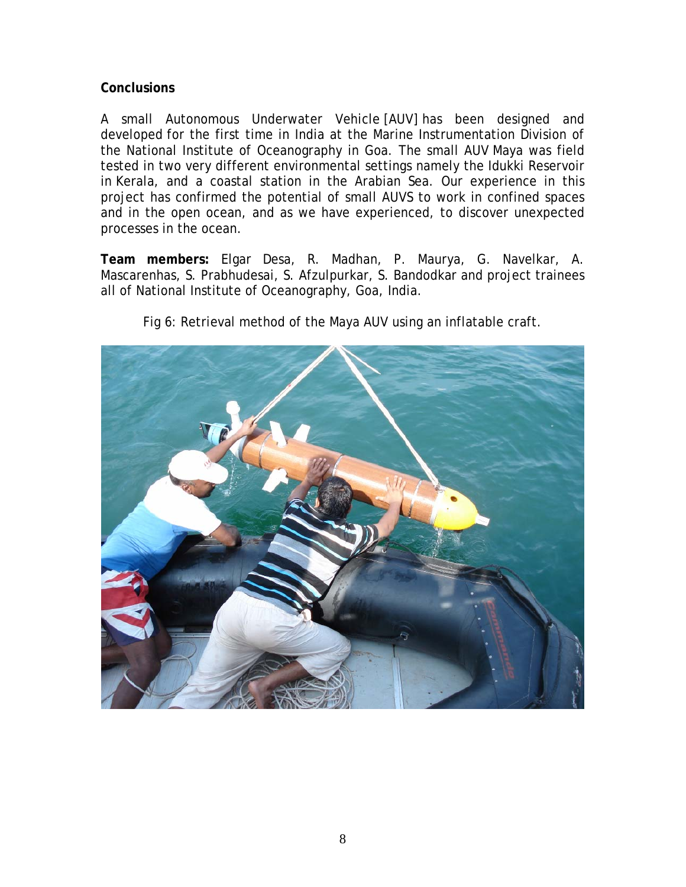**Conclusions**

A small Autonomous Underwater Vehicle [AUV] has been designed and developed for the first time in India at the Marine Instrumentation Division of the National Institute of Oceanography in Goa. The small AUV Maya was field tested in two very different environmental settings namely the Idukki Reservoir in Kerala, and a coastal station in the Arabian Sea. Our experience in this project has confirmed the potential of small AUVS to work in confined spaces and in the open ocean, and as we have experienced, to discover unexpected processes in the ocean.

**Team members:** Elgar Desa, R. Madhan, P. Maurya, G. Navelkar, A. Mascarenhas, S. Prabhudesai, S. Afzulpurkar, S. Bandodkar and project trainees all of National Institute of Oceanography, Goa, India.

Fig 6: Retrieval method of the Maya AUV using an inflatable craft.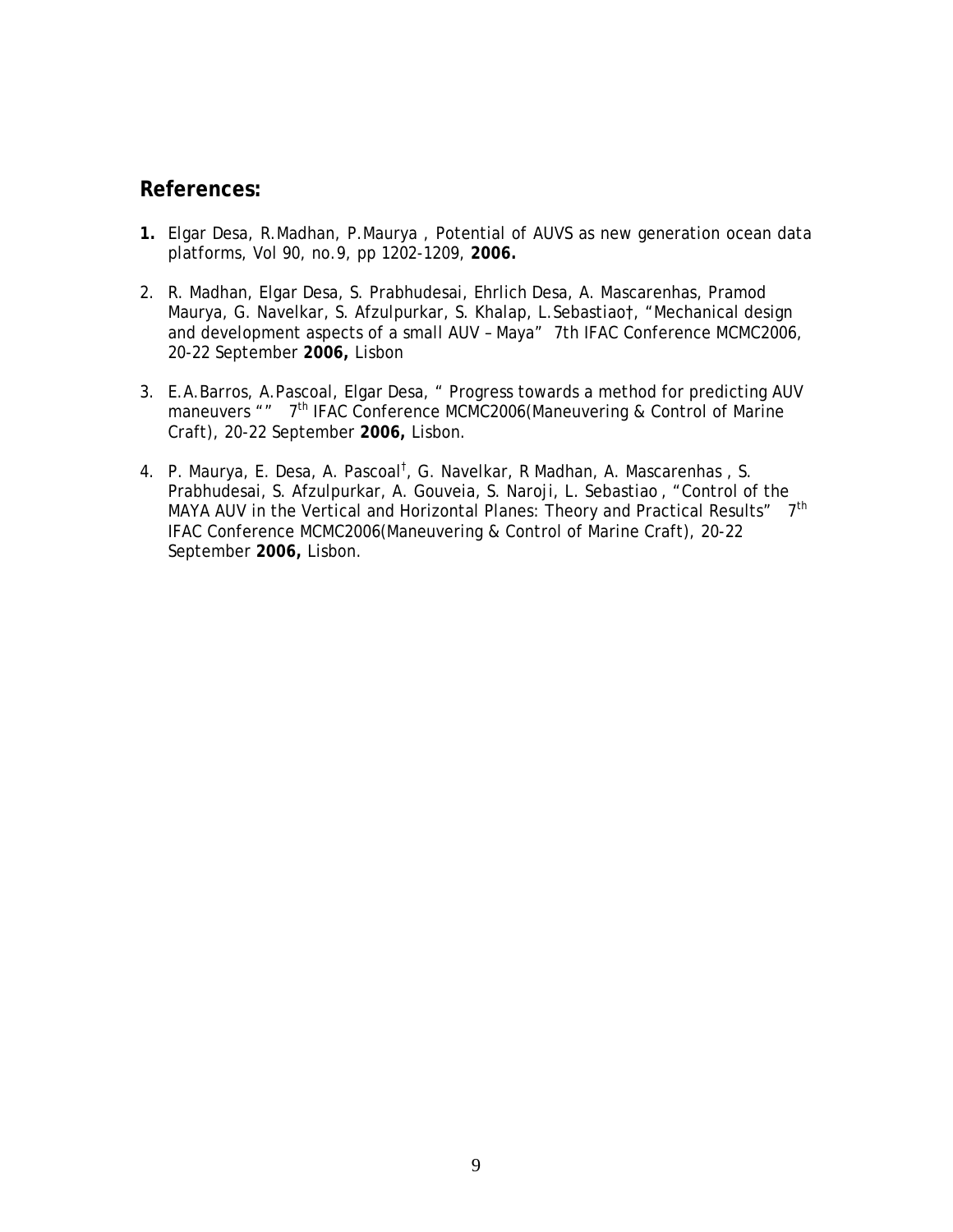## References:

1. Elgar Desa, R.Madhan, P.Maurya , Potential of AUVS as new generation ocean data platforms, Vol 90, no.9, pp 1202-1209, **2006.**

2. R. Madhan, Elgar Desa, S. Prabhudesai, Ehrlich Desa, A. Mascarenhas, Pramod Maurya, G. Navelkar, S. Afzulpurkar, S. Khalap, L.Sebastiao†, "Mechanical design and development aspects of a small AUV – Maya" 7th IFAC Conference MCMC2006, 20-22 September **2006,** Lisbon

3. E.A.Barros, A.Pascoal, Elgar Desa, " Progress towards a method for predicting AUV maneuvers "" 7th IFAC Conference MCMC2006(Maneuvering & Control of Marine Craft), 20-22 September **2006,** Lisbon.

4. P. Maurya, E. Desa, A. Pascoal†, G. Navelkar, R Madhan, A. Mascarenhas , S. Prabhudesai, S. Afzulpurkar, A. Gouveia, S. Naroji, L. Sebastiao , "Control of the MAYA AUV in the Vertical and Horizontal Planes: Theory and Practical Results" 7th IFAC Conference MCMC2006(Maneuvering & Control of Marine Craft), 20-22 September **2006,** Lisbon.